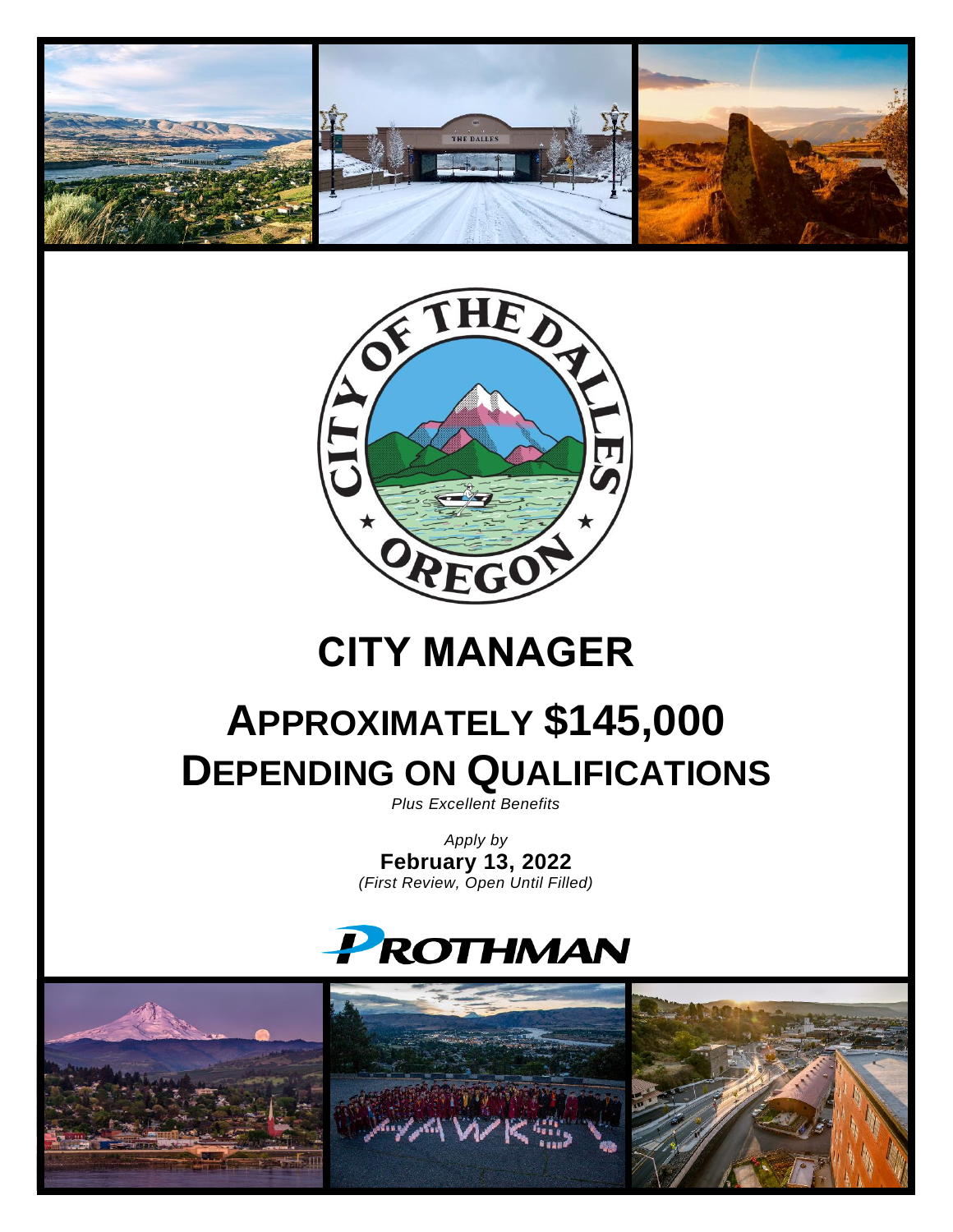# CITY MANAGER

# APPROXIMATELY $145,000 DEPENDING ON QUALIFICATIONS

*Plus Excellent Benefits*

*Apply by*
**February 13, 2022**
*(First Review, Open Until Filled)*

PROTHMAN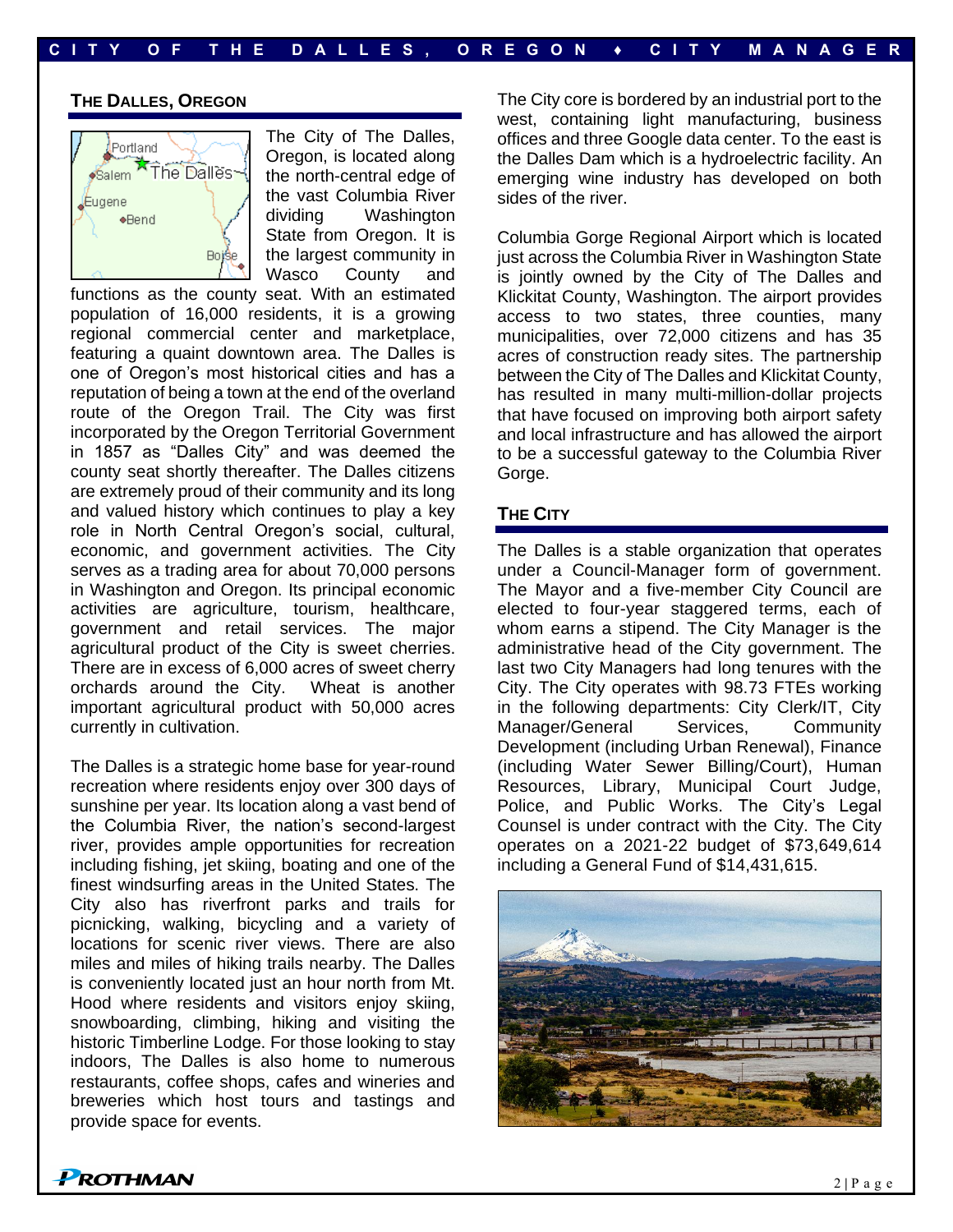## THE DALLES, OREGON

The City of The Dalles, Oregon, is located along the north-central edge of the vast Columbia River dividing Washington State from Oregon. It is the largest community in Wasco County and functions as the county seat. With an estimated population of 16,000 residents, it is a growing regional commercial center and marketplace, featuring a quaint downtown area. The Dalles is one of Oregon's most historical cities and has a reputation of being a town at the end of the overland route of the Oregon Trail. The City was first incorporated by the Oregon Territorial Government in 1857 as "Dalles City" and was deemed the county seat shortly thereafter. The Dalles citizens are extremely proud of their community and its long and valued history which continues to play a key role in North Central Oregon's social, cultural, economic, and government activities. The City serves as a trading area for about 70,000 persons in Washington and Oregon. Its principal economic activities are agriculture, tourism, healthcare, government and retail services. The major agricultural product of the City is sweet cherries. There are in excess of 6,000 acres of sweet cherry orchards around the City. Wheat is another important agricultural product with 50,000 acres currently in cultivation.

The Dalles is a strategic home base for year-round recreation where residents enjoy over 300 days of sunshine per year. Its location along a vast bend of the Columbia River, the nation's second-largest river, provides ample opportunities for recreation including fishing, jet skiing, boating and one of the finest windsurfing areas in the United States. The City also has riverfront parks and trails for picnicking, walking, bicycling and a variety of locations for scenic river views. There are also miles and miles of hiking trails nearby. The Dalles is conveniently located just an hour north from Mt. Hood where residents and visitors enjoy skiing, snowboarding, climbing, hiking and visiting the historic Timberline Lodge. For those looking to stay indoors, The Dalles is also home to numerous restaurants, coffee shops, cafes and wineries and breweries which host tours and tastings and provide space for events.

The City core is bordered by an industrial port to the west, containing light manufacturing, business offices and three Google data center. To the east is the Dalles Dam which is a hydroelectric facility. An emerging wine industry has developed on both sides of the river.

Columbia Gorge Regional Airport which is located just across the Columbia River in Washington State is jointly owned by the City of The Dalles and Klickitat County, Washington. The airport provides access to two states, three counties, many municipalities, over 72,000 citizens and has 35 acres of construction ready sites. The partnership between the City of The Dalles and Klickitat County, has resulted in many multi-million-dollar projects that have focused on improving both airport safety and local infrastructure and has allowed the airport to be a successful gateway to the Columbia River Gorge.

## THE CITY

The Dalles is a stable organization that operates under a Council-Manager form of government. The Mayor and a five-member City Council are elected to four-year staggered terms, each of whom earns a stipend. The City Manager is the administrative head of the City government. The last two City Managers had long tenures with the City. The City operates with 98.73 FTEs working in the following departments: City Clerk/IT, City Manager/General Services, Community Development (including Urban Renewal), Finance (including Water Sewer Billing/Court), Human Resources, Library, Municipal Court Judge, Police, and Public Works. The City's Legal Counsel is under contract with the City. The City operates on a 2021-22 budget of $73,649,614 including a General Fund of $14,431,615.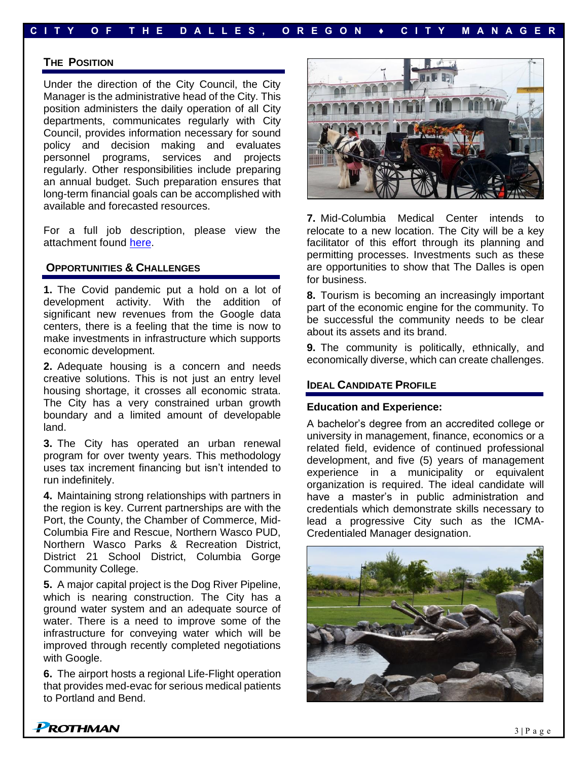## The Position

Under the direction of the City Council, the City Manager is the administrative head of the City. This position administers the daily operation of all City departments, communicates regularly with City Council, provides information necessary for sound policy and decision making and evaluates personnel programs, services and projects regularly. Other responsibilities include preparing an annual budget. Such preparation ensures that long-term financial goals can be accomplished with available and forecasted resources.

For a full job description, please view the attachment found here.

## Opportunities & Challenges

**1.** The Covid pandemic put a hold on a lot of development activity. With the addition of significant new revenues from the Google data centers, there is a feeling that the time is now to make investments in infrastructure which supports economic development.

**2.** Adequate housing is a concern and needs creative solutions. This is not just an entry level housing shortage, it crosses all economic strata. The City has a very constrained urban growth boundary and a limited amount of developable land.

**3.** The City has operated an urban renewal program for over twenty years. This methodology uses tax increment financing but isn't intended to run indefinitely.

**4.** Maintaining strong relationships with partners in the region is key. Current partnerships are with the Port, the County, the Chamber of Commerce, Mid-Columbia Fire and Rescue, Northern Wasco PUD, Northern Wasco Parks & Recreation District, District 21 School District, Columbia Gorge Community College.

**5.** A major capital project is the Dog River Pipeline, which is nearing construction. The City has a ground water system and an adequate source of water. There is a need to improve some of the infrastructure for conveying water which will be improved through recently completed negotiations with Google.

**6.** The airport hosts a regional Life-Flight operation that provides med-evac for serious medical patients to Portland and Bend.

**7.** Mid-Columbia Medical Center intends to relocate to a new location. The City will be a key facilitator of this effort through its planning and permitting processes. Investments such as these are opportunities to show that The Dalles is open for business.

**8.** Tourism is becoming an increasingly important part of the economic engine for the community. To be successful the community needs to be clear about its assets and its brand.

**9.** The community is politically, ethnically, and economically diverse, which can create challenges.

## Ideal Candidate Profile

**Education and Experience:**

A bachelor's degree from an accredited college or university in management, finance, economics or a related field, evidence of continued professional development, and five (5) years of management experience in a municipality or equivalent organization is required. The ideal candidate will have a master's in public administration and credentials which demonstrate skills necessary to lead a progressive City such as the ICMA-Credentialed Manager designation.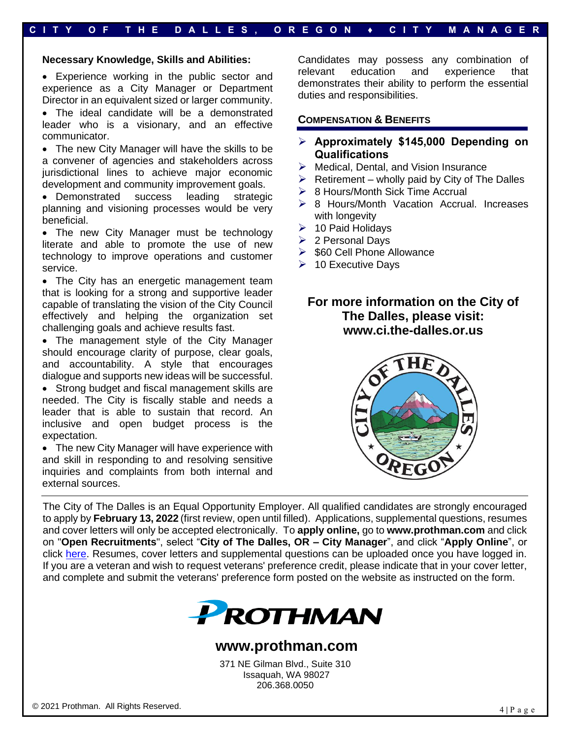**Necessary Knowledge, Skills and Abilities:**

- Experience working in the public sector and experience as a City Manager or Department Director in an equivalent sized or larger community.
- The ideal candidate will be a demonstrated leader who is a visionary, and an effective communicator.
- The new City Manager will have the skills to be a convener of agencies and stakeholders across jurisdictional lines to achieve major economic development and community improvement goals.
- Demonstrated success leading strategic planning and visioning processes would be very beneficial.
- The new City Manager must be technology literate and able to promote the use of new technology to improve operations and customer service.
- The City has an energetic management team that is looking for a strong and supportive leader capable of translating the vision of the City Council effectively and helping the organization set challenging goals and achieve results fast.
- The management style of the City Manager should encourage clarity of purpose, clear goals, and accountability. A style that encourages dialogue and supports new ideas will be successful.
- Strong budget and fiscal management skills are needed. The City is fiscally stable and needs a leader that is able to sustain that record. An inclusive and open budget process is the expectation.
- The new City Manager will have experience with and skill in responding to and resolving sensitive inquiries and complaints from both internal and external sources.

Candidates may possess any combination of relevant education and experience that demonstrates their ability to perform the essential duties and responsibilities.

## COMPENSATION & BENEFITS

- **Approximately $145,000 Depending on Qualifications**
- Medical, Dental, and Vision Insurance
- Retirement – wholly paid by City of The Dalles
- 8 Hours/Month Sick Time Accrual
- 8 Hours/Month Vacation Accrual. Increases with longevity
- 10 Paid Holidays
- 2 Personal Days
- $60 Cell Phone Allowance
- 10 Executive Days

**For more information on the City of The Dalles, please visit: www.ci.the-dalles.or.us**

The City of The Dalles is an Equal Opportunity Employer. All qualified candidates are strongly encouraged to apply by **February 13, 2022** (first review, open until filled). Applications, supplemental questions, resumes and cover letters will only be accepted electronically. To **apply online,** go to **www.prothman.com** and click on "**Open Recruitments**", select "**City of The Dalles, OR – City Manager**", and click "**Apply Online**", or click here. Resumes, cover letters and supplemental questions can be uploaded once you have logged in. If you are a veteran and wish to request veterans' preference credit, please indicate that in your cover letter, and complete and submit the veterans' preference form posted on the website as instructed on the form.

PROTHMAN

**www.prothman.com**

371 NE Gilman Blvd., Suite 310
Issaquah, WA 98027
206.368.0050

© 2021 Prothman. All Rights Reserved.